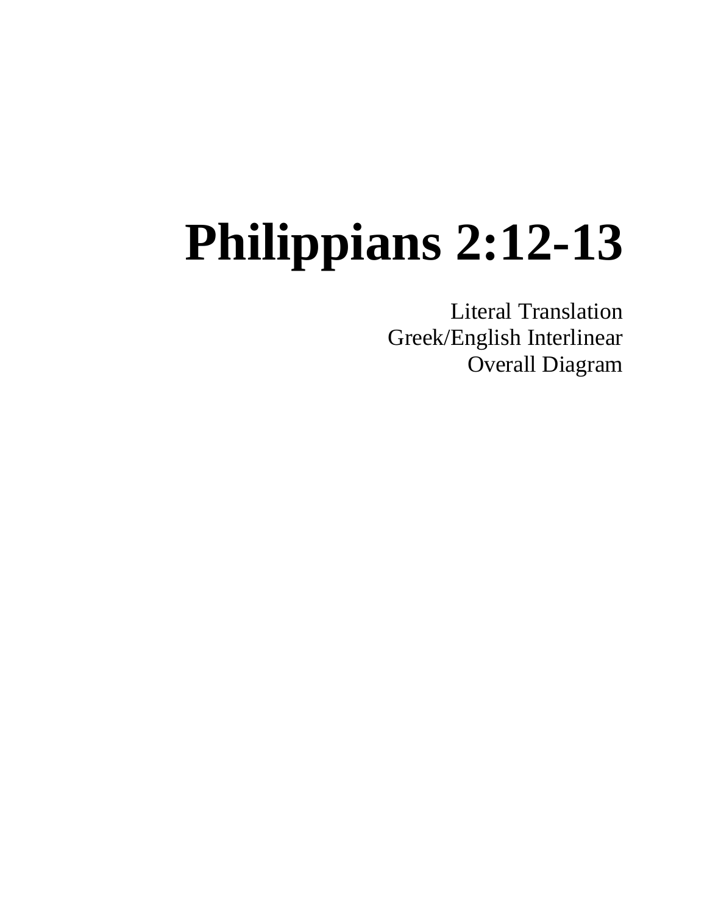# Philippians 2:12-13

Literal Translation
Greek/English Interlinear
Overall Diagram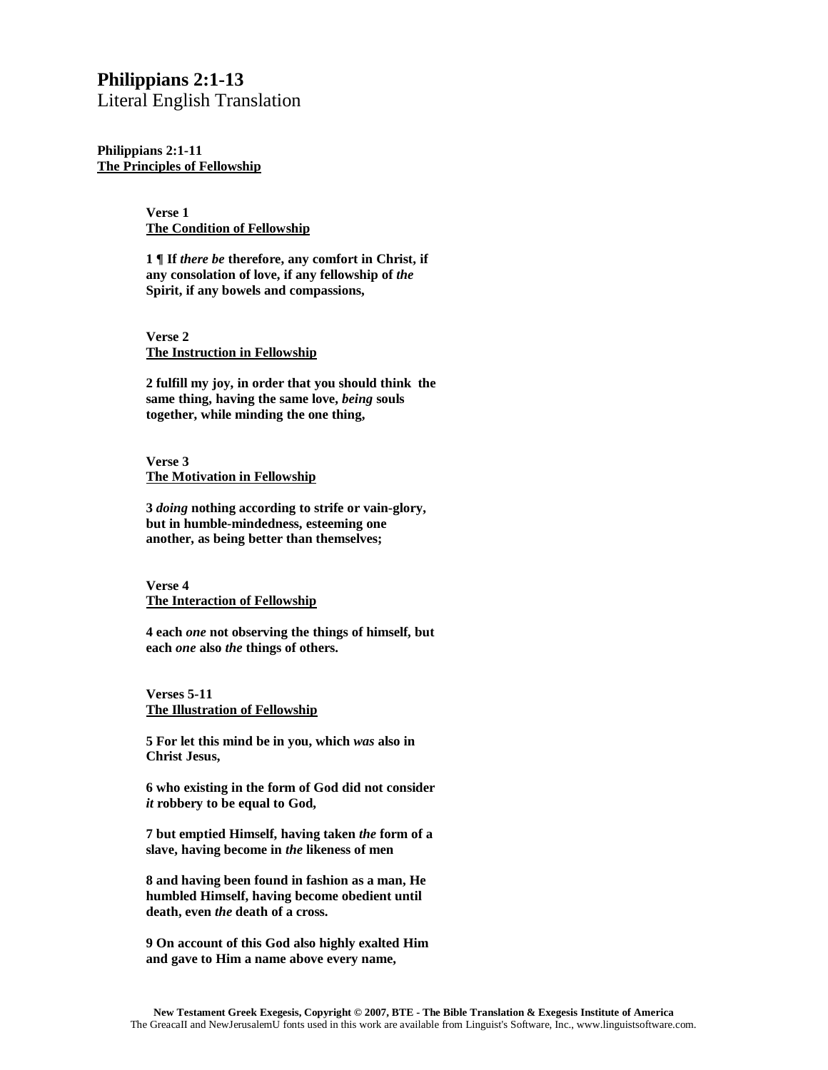# Philippians 2:1-13
Literal English Translation

**Philippians 2:1-11**
**<u>The Principles of Fellowship</u>**

**Verse 1**
**<u>The Condition of Fellowship</u>**

**1 ¶ If *there be* therefore, any comfort in Christ, if any consolation of love, if any fellowship of *the* Spirit, if any bowels and compassions,**

**Verse 2**
**<u>The Instruction in Fellowship</u>**

**2 fulfill my joy, in order that you should think the same thing, having the same love, *being* souls together, while minding the one thing,**

**Verse 3**
**<u>The Motivation in Fellowship</u>**

**3 *doing* nothing according to strife or vain-glory, but in humble-mindedness, esteeming one another, as being better than themselves;**

**Verse 4**
**<u>The Interaction of Fellowship</u>**

**4 each *one* not observing the things of himself, but each *one* also *the* things of others.**

**Verses 5-11**
**<u>The Illustration of Fellowship</u>**

**5 For let this mind be in you, which *was* also in Christ Jesus,**

**6 who existing in the form of God did not consider *it* robbery to be equal to God,**

**7 but emptied Himself, having taken *the* form of a slave, having become in *the* likeness of men**

**8 and having been found in fashion as a man, He humbled Himself, having become obedient until death, even *the* death of a cross.**

**9 On account of this God also highly exalted Him and gave to Him a name above every name,**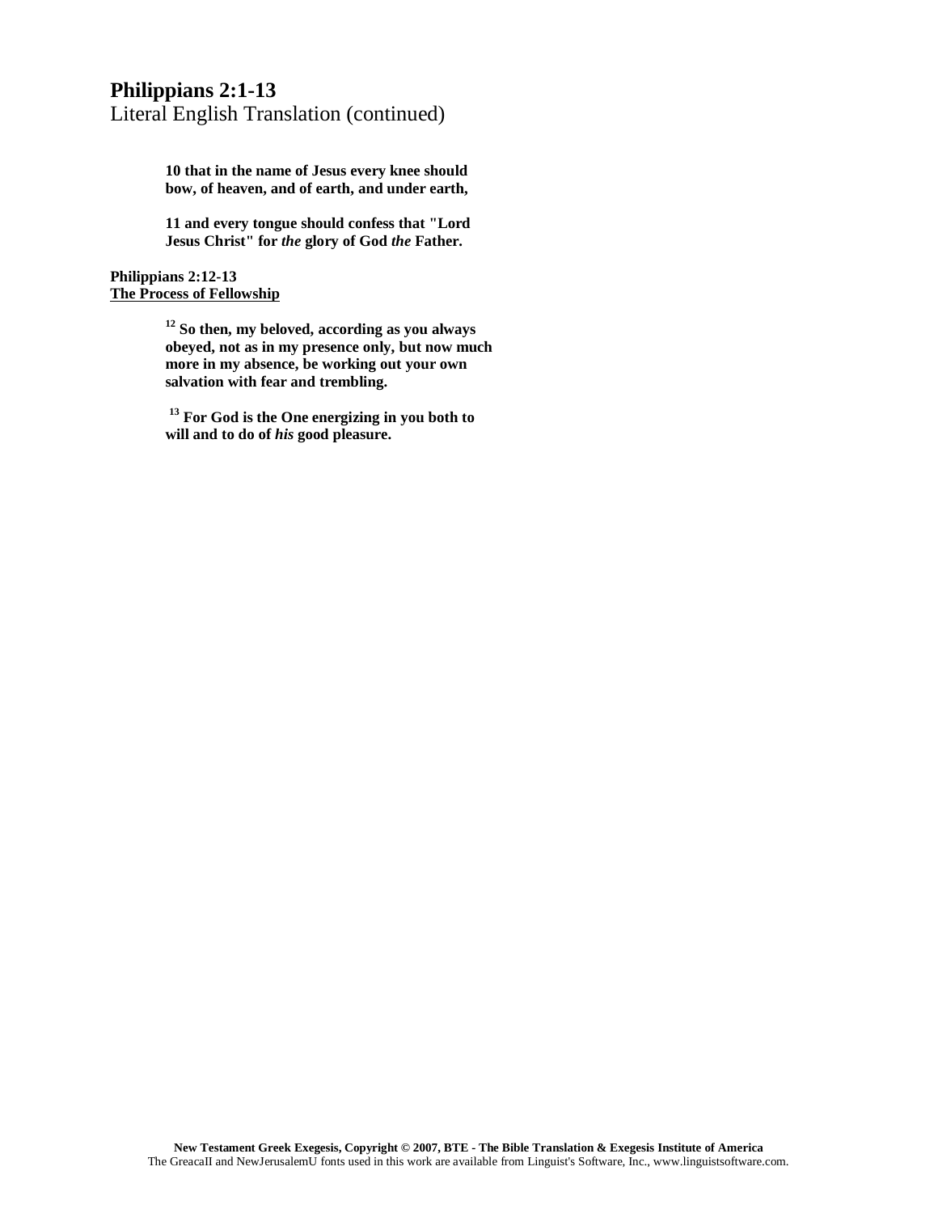**Philippians 2:1-13**
Literal English Translation (continued)

**10 that in the name of Jesus every knee should bow, of heaven, and of earth, and under earth,**

**11 and every tongue should confess that "Lord Jesus Christ" for *the* glory of God *the* Father.**

**Philippians 2:12-13**
**<u>The Process of Fellowship</u>**

**[12] So then, my beloved, according as you always obeyed, not as in my presence only, but now much more in my absence, be working out your own salvation with fear and trembling.**

**[13] For God is the One energizing in you both to will and to do of *his* good pleasure.**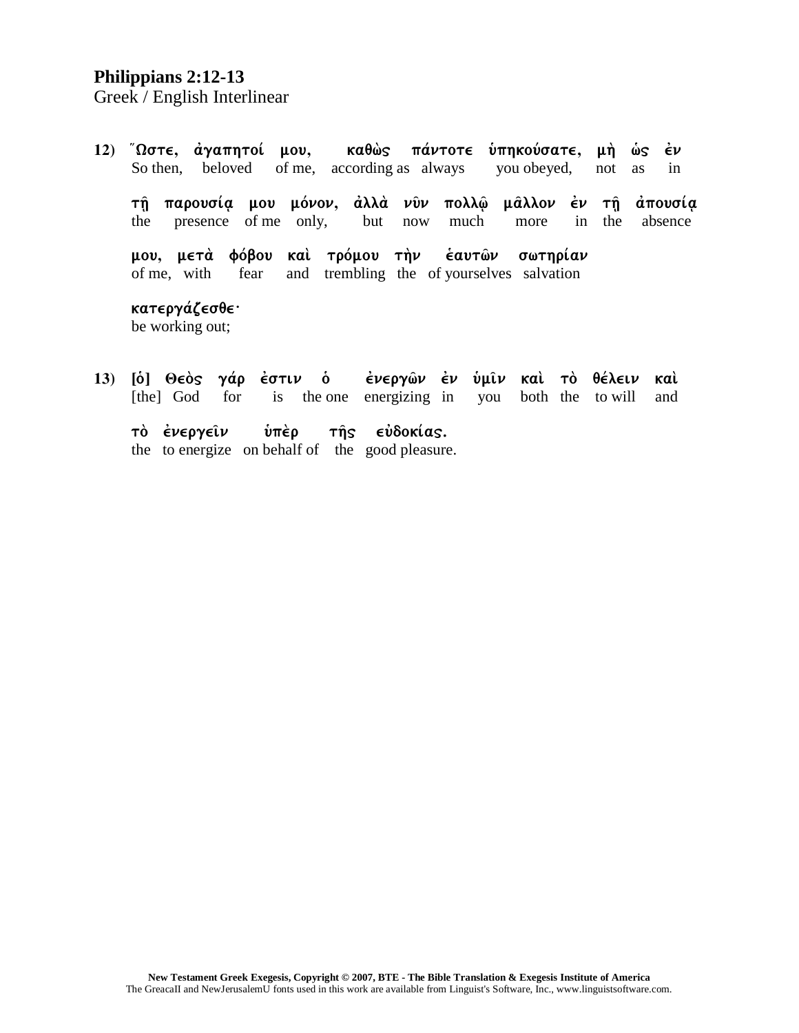**Philippians 2:12-13**
Greek / English Interlinear

**12)** Ὥστε, ἀγαπητοί μου, καθὼς πάντοτε ὑπηκούσατε, μὴ ὡς ἐν
So then, beloved of me, according as always you obeyed, not as in

τῇ παρουσίᾳ μου μόνον, ἀλλὰ νῦν πολλῷ μᾶλλον ἐν τῇ ἀπουσίᾳ
the presence of me only, but now much more in the absence

μου, μετὰ φόβου καὶ τρόμου τὴν ἑαυτῶν σωτηρίαν
of me, with fear and trembling the of yourselves salvation

κατεργάζεσθε·
be working out;

**13)** [ὁ] Θεὸς γάρ ἐστιν ὁ ἐνεργῶν ἐν ὑμῖν καὶ τὸ θέλειν καὶ
[the] God for is the one energizing in you both the to will and

τὸ ἐνεργεῖν ὑπὲρ τῆς εὐδοκίας.
the to energize on behalf of the good pleasure.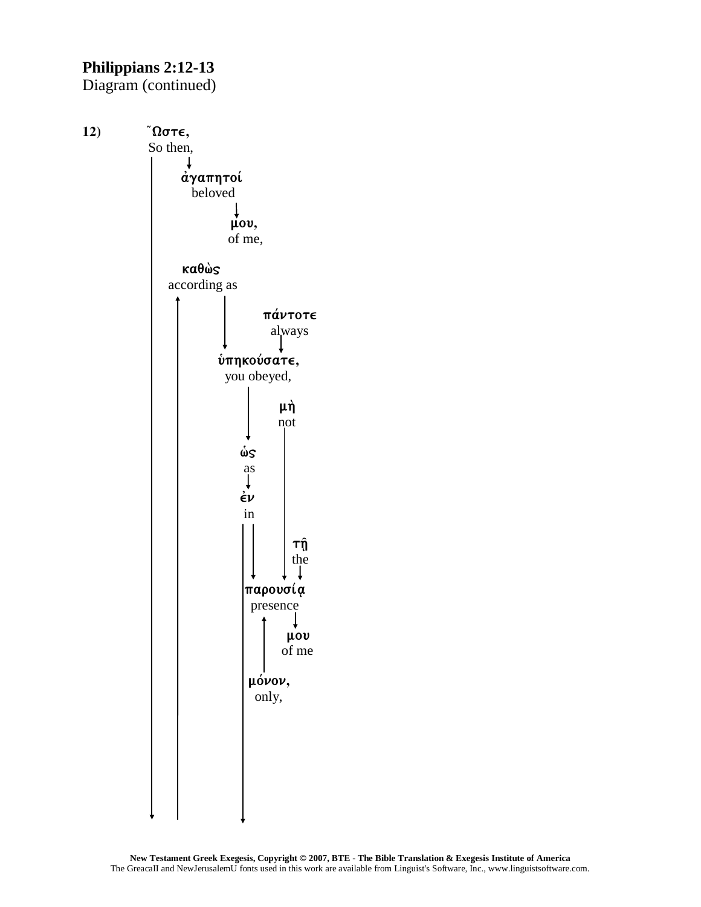**Philippians 2:12-13**
Diagram (continued)

**12)** Ὥστε,
So then,

ἀγαπητοί
beloved

μου,
of me,

καθὼς
according as

πάντοτε
always

ὑπηκούσατε,
you obeyed,

μὴ
not

ὡς
as

ἐν
in

τῇ
the

παρουσίᾳ
presence

μου
of me

μόνον,
only,

**New Testament Greek Exegesis, Copyright © 2007, BTE - The Bible Translation & Exegesis Institute of America**
The GreacaII and NewJerusalemU fonts used in this work are available from Linguist's Software, Inc., www.linguistsoftware.com.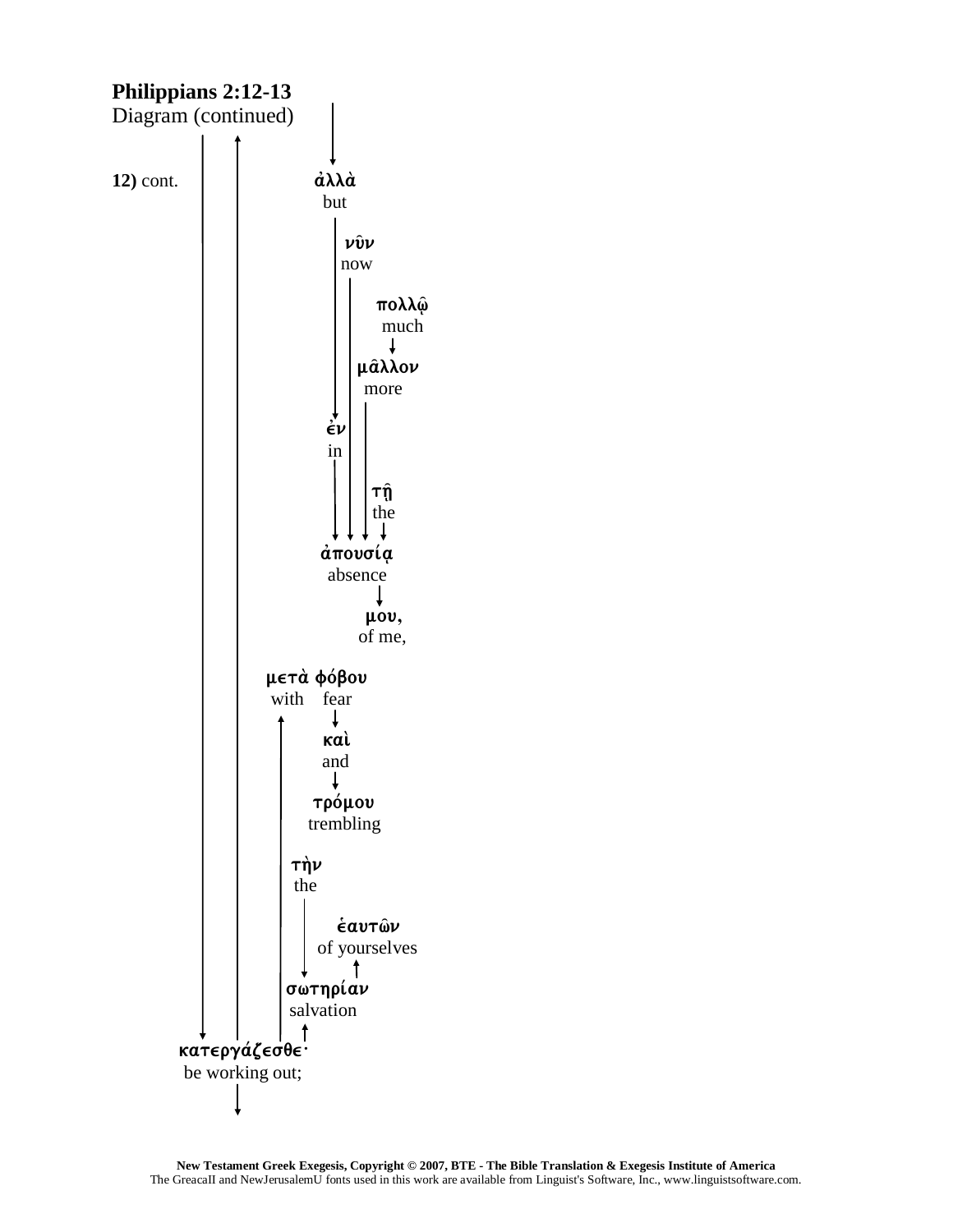**Philippians 2:12-13**
Diagram (continued)

**12)** cont.

ἀλλὰ
but

νῦν
now

πολλῷ
much

μᾶλλον
more

ἐν
in

τῇ
the

ἀπουσίᾳ
absence

μου,
of me,

μετὰ φόβου
with fear

καὶ
and

τρόμου
trembling

τὴν
the

ἑαυτῶν
of yourselves

σωτηρίαν
salvation

κατεργάζεσθε·
be working out;

**New Testament Greek Exegesis, Copyright © 2007, BTE - The Bible Translation & Exegesis Institute of America**
The GreacaII and NewJerusalemU fonts used in this work are available from Linguist's Software, Inc., www.linguistsoftware.com.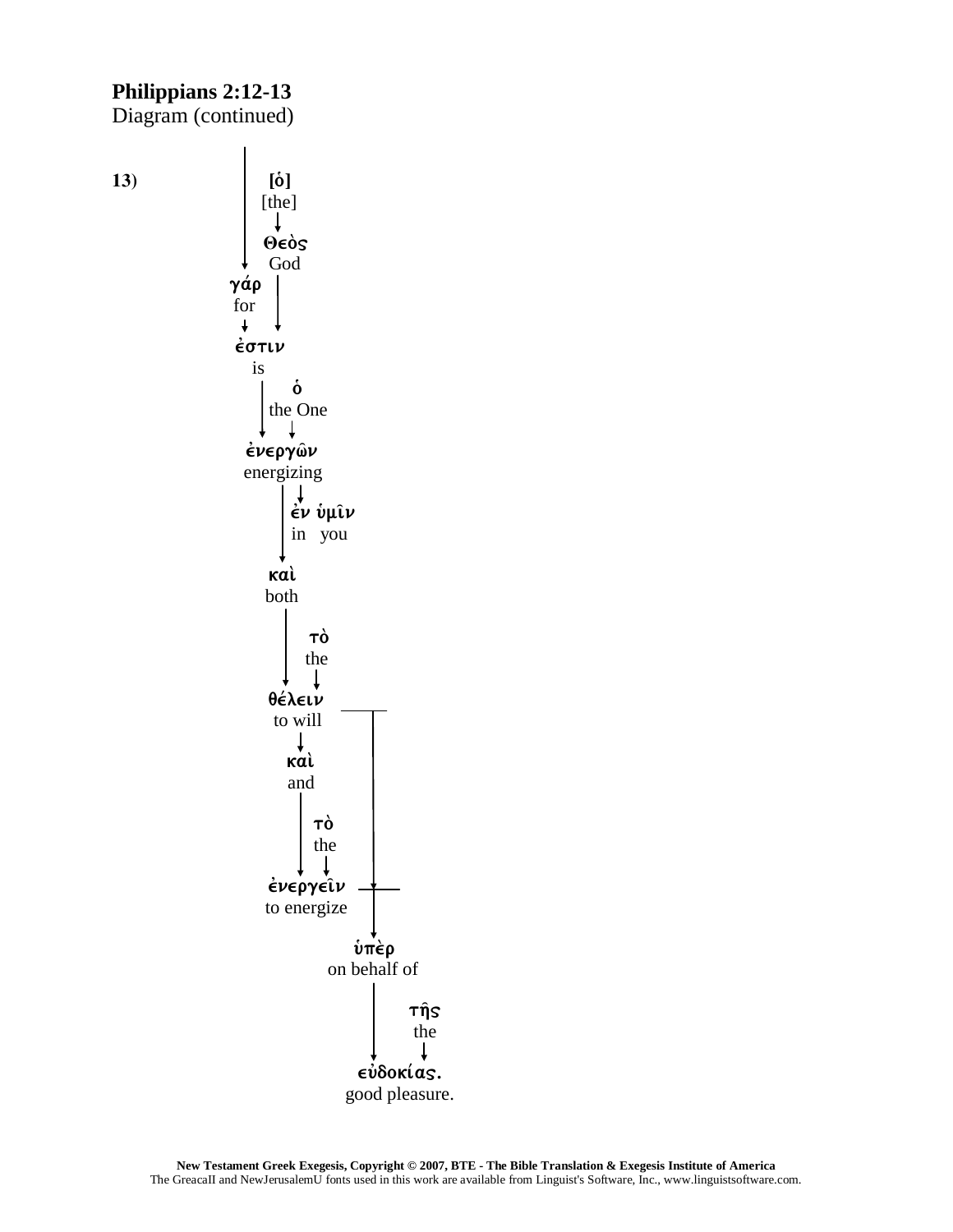**Philippians 2:12-13**
Diagram (continued)

**13)**

[ὁ]
[the]

Θεὸς
God

γάρ
for

ἐστιν
is

ὁ
the One

ἐνεργῶν
energizing

ἐν ὑμῖν
in you

καὶ
both

τὸ
the

θέλειν
to will

καὶ
and

τὸ
the

ἐνεργεῖν
to energize

ὑπὲρ
on behalf of

τῆς
the

εὐδοκίας.
good pleasure.

**New Testament Greek Exegesis, Copyright © 2007, BTE - The Bible Translation & Exegesis Institute of America**
The GreacaII and NewJerusalemU fonts used in this work are available from Linguist's Software, Inc., www.linguistsoftware.com.